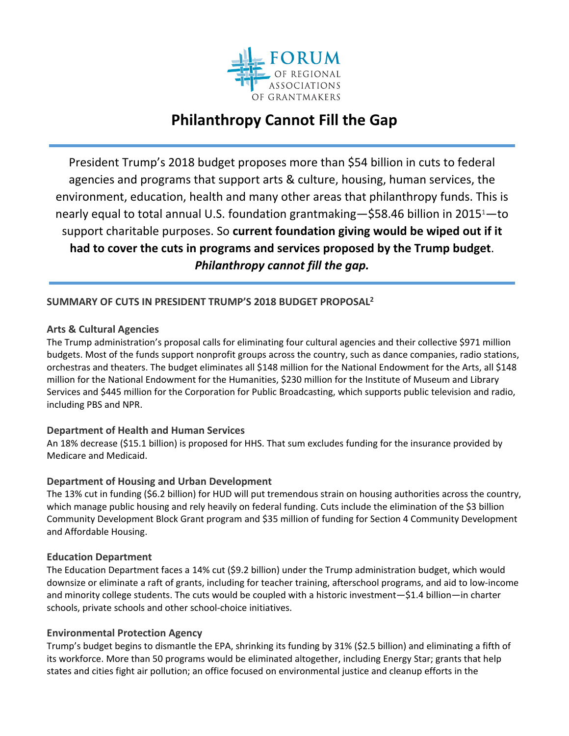FORUM OF REGIONAL ASSOCIATIONS OF GRANTMAKERS

# Philanthropy Cannot Fill the Gap

President Trump's 2018 budget proposes more than $54 billion in cuts to federal agencies and programs that support arts & culture, housing, human services, the environment, education, health and many other areas that philanthropy funds. This is nearly equal to total annual U.S. foundation grantmaking—$58.46 billion in 2015[1]—to support charitable purposes. So **current foundation giving would be wiped out if it had to cover the cuts in programs and services proposed by the Trump budget**. ***Philanthropy cannot fill the gap.***

## SUMMARY OF CUTS IN PRESIDENT TRUMP'S 2018 BUDGET PROPOSAL[2]

### Arts & Cultural Agencies

The Trump administration's proposal calls for eliminating four cultural agencies and their collective $971 million budgets. Most of the funds support nonprofit groups across the country, such as dance companies, radio stations, orchestras and theaters. The budget eliminates all $148 million for the National Endowment for the Arts, all $148 million for the National Endowment for the Humanities, $230 million for the Institute of Museum and Library Services and $445 million for the Corporation for Public Broadcasting, which supports public television and radio, including PBS and NPR.

### Department of Health and Human Services

An 18% decrease ($15.1 billion) is proposed for HHS. That sum excludes funding for the insurance provided by Medicare and Medicaid.

### Department of Housing and Urban Development

The 13% cut in funding ($6.2 billion) for HUD will put tremendous strain on housing authorities across the country, which manage public housing and rely heavily on federal funding. Cuts include the elimination of the $3 billion Community Development Block Grant program and $35 million of funding for Section 4 Community Development and Affordable Housing.

### Education Department

The Education Department faces a 14% cut ($9.2 billion) under the Trump administration budget, which would downsize or eliminate a raft of grants, including for teacher training, afterschool programs, and aid to low-income and minority college students. The cuts would be coupled with a historic investment—$1.4 billion—in charter schools, private schools and other school-choice initiatives.

### Environmental Protection Agency

Trump's budget begins to dismantle the EPA, shrinking its funding by 31% ($2.5 billion) and eliminating a fifth of its workforce. More than 50 programs would be eliminated altogether, including Energy Star; grants that help states and cities fight air pollution; an office focused on environmental justice and cleanup efforts in the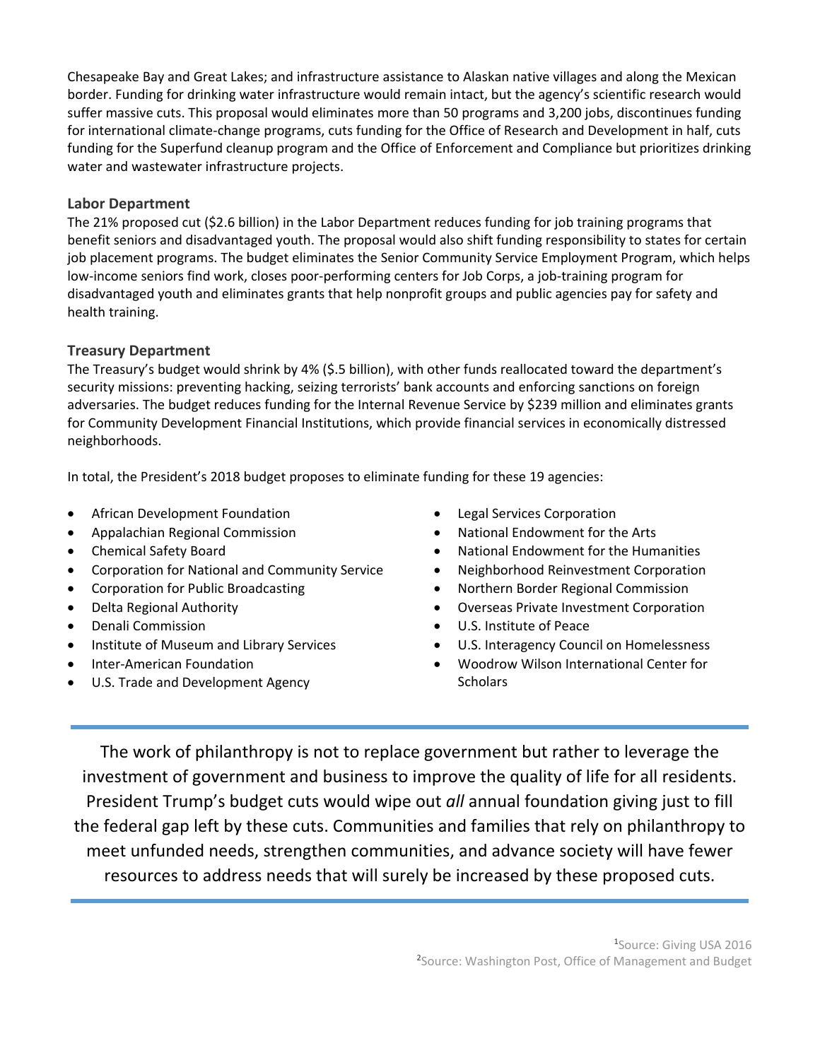Chesapeake Bay and Great Lakes; and infrastructure assistance to Alaskan native villages and along the Mexican border. Funding for drinking water infrastructure would remain intact, but the agency's scientific research would suffer massive cuts. This proposal would eliminates more than 50 programs and 3,200 jobs, discontinues funding for international climate-change programs, cuts funding for the Office of Research and Development in half, cuts funding for the Superfund cleanup program and the Office of Enforcement and Compliance but prioritizes drinking water and wastewater infrastructure projects.

### Labor Department

The 21% proposed cut ($2.6 billion) in the Labor Department reduces funding for job training programs that benefit seniors and disadvantaged youth. The proposal would also shift funding responsibility to states for certain job placement programs. The budget eliminates the Senior Community Service Employment Program, which helps low-income seniors find work, closes poor-performing centers for Job Corps, a job-training program for disadvantaged youth and eliminates grants that help nonprofit groups and public agencies pay for safety and health training.

### Treasury Department

The Treasury's budget would shrink by 4% ($.5 billion), with other funds reallocated toward the department's security missions: preventing hacking, seizing terrorists' bank accounts and enforcing sanctions on foreign adversaries. The budget reduces funding for the Internal Revenue Service by $239 million and eliminates grants for Community Development Financial Institutions, which provide financial services in economically distressed neighborhoods.

In total, the President's 2018 budget proposes to eliminate funding for these 19 agencies:

- African Development Foundation
- Appalachian Regional Commission
- Chemical Safety Board
- Corporation for National and Community Service
- Corporation for Public Broadcasting
- Delta Regional Authority
- Denali Commission
- Institute of Museum and Library Services
- Inter-American Foundation
- U.S. Trade and Development Agency
- Legal Services Corporation
- National Endowment for the Arts
- National Endowment for the Humanities
- Neighborhood Reinvestment Corporation
- Northern Border Regional Commission
- Overseas Private Investment Corporation
- U.S. Institute of Peace
- U.S. Interagency Council on Homelessness
- Woodrow Wilson International Center for Scholars

---

The work of philanthropy is not to replace government but rather to leverage the investment of government and business to improve the quality of life for all residents. President Trump's budget cuts would wipe out *all* annual foundation giving just to fill the federal gap left by these cuts. Communities and families that rely on philanthropy to meet unfunded needs, strengthen communities, and advance society will have fewer resources to address needs that will surely be increased by these proposed cuts.

---

[1]Source: Giving USA 2016
[2]Source: Washington Post, Office of Management and Budget